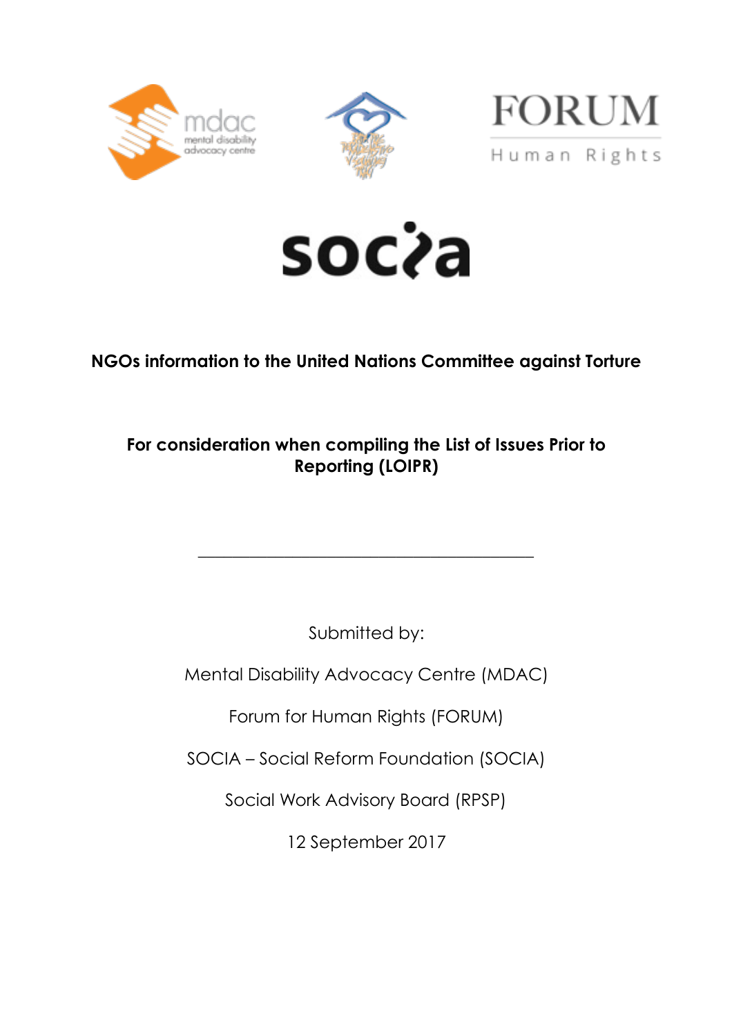**NGOs information to the United Nations Committee against Torture**

**For consideration when compiling the List of Issues Prior to Reporting (LOIPR)**

---

Submitted by:

Mental Disability Advocacy Centre (MDAC)

Forum for Human Rights (FORUM)

SOCIA – Social Reform Foundation (SOCIA)

Social Work Advisory Board (RPSP)

12 September 2017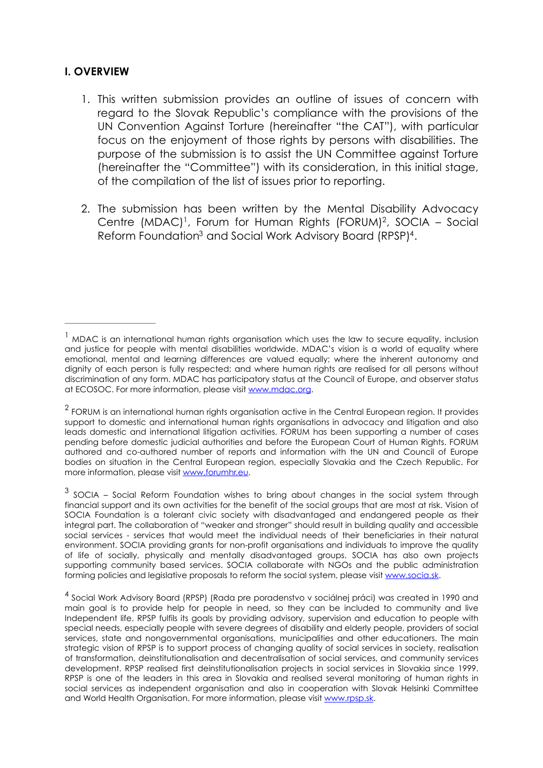## I. OVERVIEW

1. This written submission provides an outline of issues of concern with regard to the Slovak Republic's compliance with the provisions of the UN Convention Against Torture (hereinafter "the CAT"), with particular focus on the enjoyment of those rights by persons with disabilities. The purpose of the submission is to assist the UN Committee against Torture (hereinafter the "Committee") with its consideration, in this initial stage, of the compilation of the list of issues prior to reporting.

2. The submission has been written by the Mental Disability Advocacy Centre (MDAC)[1], Forum for Human Rights (FORUM)[2], SOCIA – Social Reform Foundation[3] and Social Work Advisory Board (RPSP)[4].

---

[1] MDAC is an international human rights organisation which uses the law to secure equality, inclusion and justice for people with mental disabilities worldwide. MDAC's vision is a world of equality where emotional, mental and learning differences are valued equally; where the inherent autonomy and dignity of each person is fully respected; and where human rights are realised for all persons without discrimination of any form. MDAC has participatory status at the Council of Europe, and observer status at ECOSOC. For more information, please visit www.mdac.org.

[2] FORUM is an international human rights organisation active in the Central European region. It provides support to domestic and international human rights organisations in advocacy and litigation and also leads domestic and international litigation activities. FORUM has been supporting a number of cases pending before domestic judicial authorities and before the European Court of Human Rights. FORUM authored and co-authored number of reports and information with the UN and Council of Europe bodies on situation in the Central European region, especially Slovakia and the Czech Republic. For more information, please visit www.forumhr.eu.

[3] SOCIA – Social Reform Foundation wishes to bring about changes in the social system through financial support and its own activities for the benefit of the social groups that are most at risk. Vision of SOCIA Foundation is a tolerant civic society with disadvantaged and endangered people as their integral part. The collaboration of "weaker and stronger" should result in building quality and accessible social services - services that would meet the individual needs of their beneficiaries in their natural environment. SOCIA providing grants for non-profit organisations and individuals to improve the quality of life of socially, physically and mentally disadvantaged groups. SOCIA has also own projects supporting community based services. SOCIA collaborate with NGOs and the public administration forming policies and legislative proposals to reform the social system, please visit www.socia.sk.

[4] Social Work Advisory Board (RPSP) (Rada pre poradenstvo v sociálnej práci) was created in 1990 and main goal is to provide help for people in need, so they can be included to community and live Independent life. RPSP fulfils its goals by providing advisory, supervision and education to people with special needs, especially people with severe degrees of disability and elderly people, providers of social services, state and nongovernmental organisations, municipalities and other educationers. The main strategic vision of RPSP is to support process of changing quality of social services in society, realisation of transformation, deinstitutionalisation and decentralisation of social services, and community services development. RPSP realised first deinstitutionalisation projects in social services in Slovakia since 1999. RPSP is one of the leaders in this area in Slovakia and realised several monitoring of human rights in social services as independent organisation and also in cooperation with Slovak Helsinki Committee and World Health Organisation. For more information, please visit www.rpsp.sk.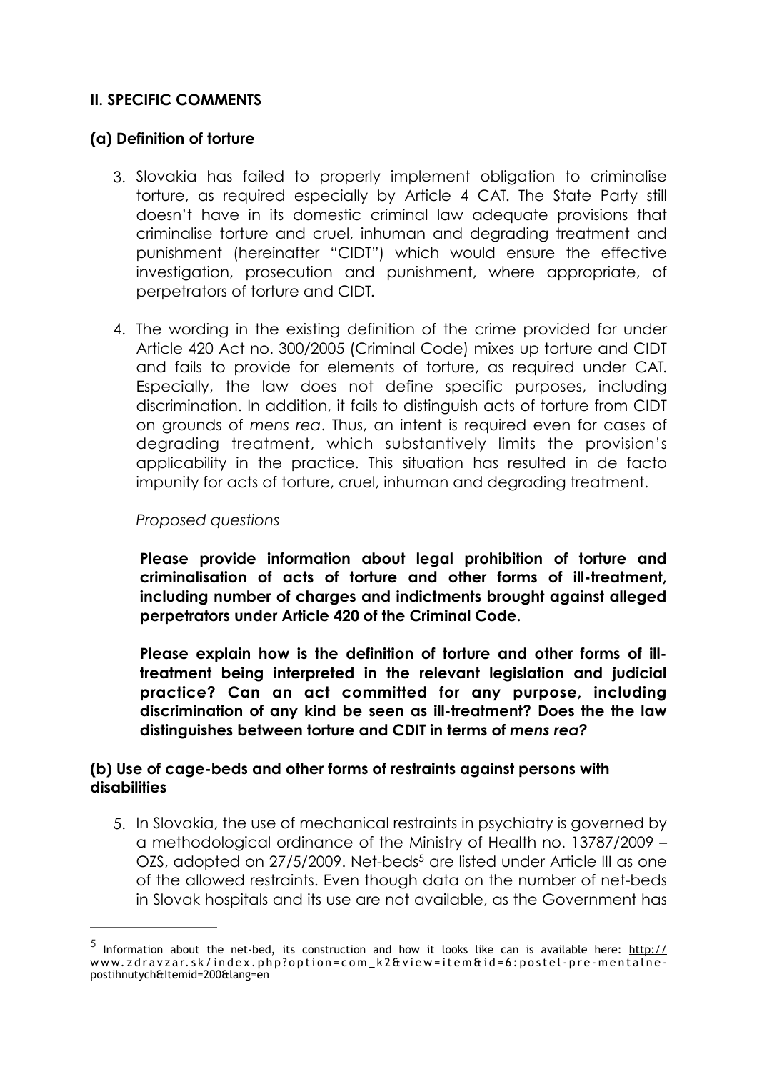## II. SPECIFIC COMMENTS

### (a) Definition of torture

3. Slovakia has failed to properly implement obligation to criminalise torture, as required especially by Article 4 CAT. The State Party still doesn't have in its domestic criminal law adequate provisions that criminalise torture and cruel, inhuman and degrading treatment and punishment (hereinafter "CIDT") which would ensure the effective investigation, prosecution and punishment, where appropriate, of perpetrators of torture and CIDT.

4. The wording in the existing definition of the crime provided for under Article 420 Act no. 300/2005 (Criminal Code) mixes up torture and CIDT and fails to provide for elements of torture, as required under CAT. Especially, the law does not define specific purposes, including discrimination. In addition, it fails to distinguish acts of torture from CIDT on grounds of *mens rea*. Thus, an intent is required even for cases of degrading treatment, which substantively limits the provision's applicability in the practice. This situation has resulted in de facto impunity for acts of torture, cruel, inhuman and degrading treatment.

   *Proposed questions*

   **Please provide information about legal prohibition of torture and criminalisation of acts of torture and other forms of ill-treatment, including number of charges and indictments brought against alleged perpetrators under Article 420 of the Criminal Code.**

   **Please explain how is the definition of torture and other forms of ill-treatment being interpreted in the relevant legislation and judicial practice? Can an act committed for any purpose, including discrimination of any kind be seen as ill-treatment? Does the the law distinguishes between torture and CDIT in terms of *mens rea*?**

### (b) Use of cage-beds and other forms of restraints against persons with disabilities

5. In Slovakia, the use of mechanical restraints in psychiatry is governed by a methodological ordinance of the Ministry of Health no. 13787/2009 – OZS, adopted on 27/5/2009. Net-beds[5] are listed under Article III as one of the allowed restraints. Even though data on the number of net-beds in Slovak hospitals and its use are not available, as the Government has

[5] Information about the net-bed, its construction and how it looks like can is available here: http://www.zdravzar.sk/index.php?option=com_k2&view=item&id=6:postel-pre-mentalne-postihnutych&Itemid=200&lang=en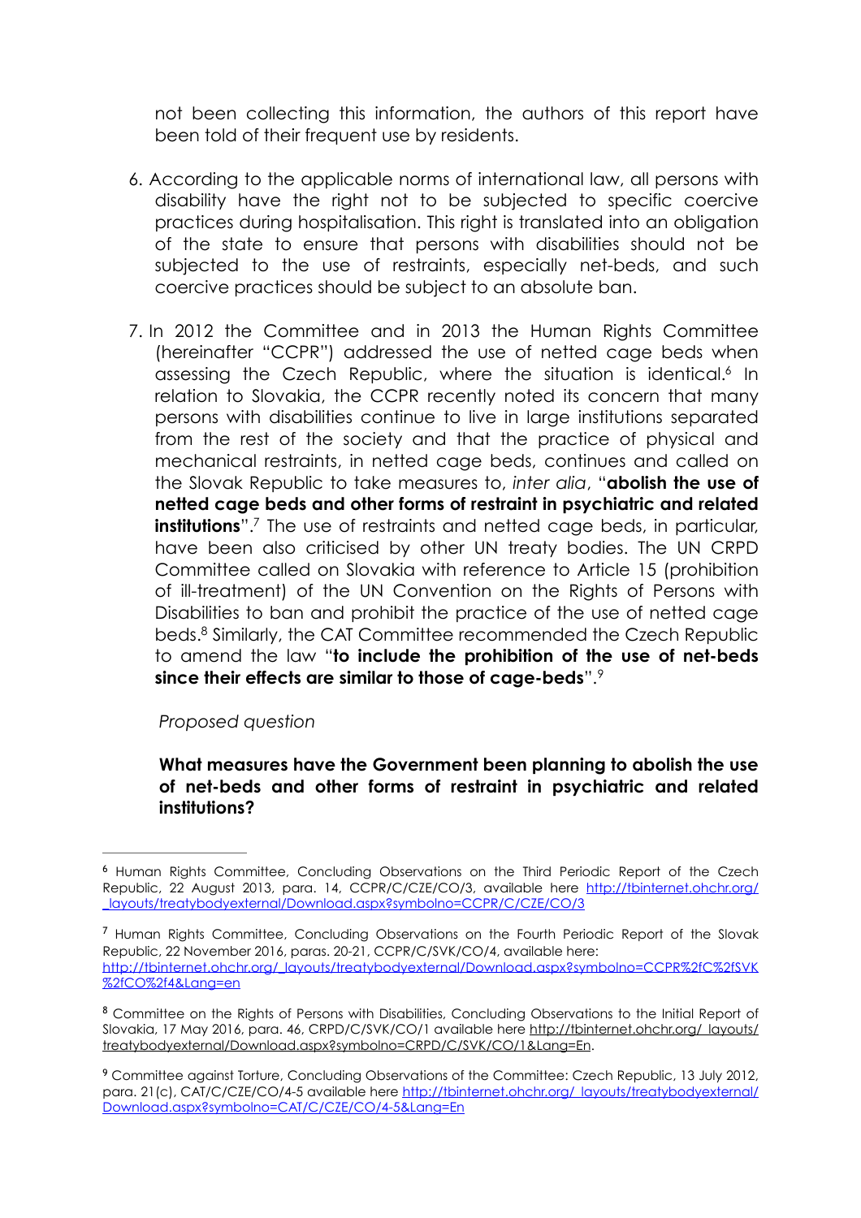not been collecting this information, the authors of this report have been told of their frequent use by residents.

6. According to the applicable norms of international law, all persons with disability have the right not to be subjected to specific coercive practices during hospitalisation. This right is translated into an obligation of the state to ensure that persons with disabilities should not be subjected to the use of restraints, especially net-beds, and such coercive practices should be subject to an absolute ban.

7. In 2012 the Committee and in 2013 the Human Rights Committee (hereinafter "CCPR") addressed the use of netted cage beds when assessing the Czech Republic, where the situation is identical.[6] In relation to Slovakia, the CCPR recently noted its concern that many persons with disabilities continue to live in large institutions separated from the rest of the society and that the practice of physical and mechanical restraints, in netted cage beds, continues and called on the Slovak Republic to take measures to, *inter alia*, "**abolish the use of netted cage beds and other forms of restraint in psychiatric and related institutions**".[7] The use of restraints and netted cage beds, in particular, have been also criticised by other UN treaty bodies. The UN CRPD Committee called on Slovakia with reference to Article 15 (prohibition of ill-treatment) of the UN Convention on the Rights of Persons with Disabilities to ban and prohibit the practice of the use of netted cage beds.[8] Similarly, the CAT Committee recommended the Czech Republic to amend the law "**to include the prohibition of the use of net-beds since their effects are similar to those of cage-beds**".[9]

*Proposed question*

**What measures have the Government been planning to abolish the use of net-beds and other forms of restraint in psychiatric and related institutions?**

---

[6] Human Rights Committee, Concluding Observations on the Third Periodic Report of the Czech Republic, 22 August 2013, para. 14, CCPR/C/CZE/CO/3, available here http://tbinternet.ohchr.org/_layouts/treatybodyexternal/Download.aspx?symbolno=CCPR/C/CZE/CO/3

[7] Human Rights Committee, Concluding Observations on the Fourth Periodic Report of the Slovak Republic, 22 November 2016, paras. 20-21, CCPR/C/SVK/CO/4, available here: http://tbinternet.ohchr.org/_layouts/treatybodyexternal/Download.aspx?symbolno=CCPR%2fC%2fSVK%2fCO%2f4&Lang=en

[8] Committee on the Rights of Persons with Disabilities, Concluding Observations to the Initial Report of Slovakia, 17 May 2016, para. 46, CRPD/C/SVK/CO/1 available here http://tbinternet.ohchr.org/_layouts/treatybodyexternal/Download.aspx?symbolno=CRPD/C/SVK/CO/1&Lang=En.

[9] Committee against Torture, Concluding Observations of the Committee: Czech Republic, 13 July 2012, para. 21(c), CAT/C/CZE/CO/4-5 available here http://tbinternet.ohchr.org/_layouts/treatybodyexternal/Download.aspx?symbolno=CAT/C/CZE/CO/4-5&Lang=En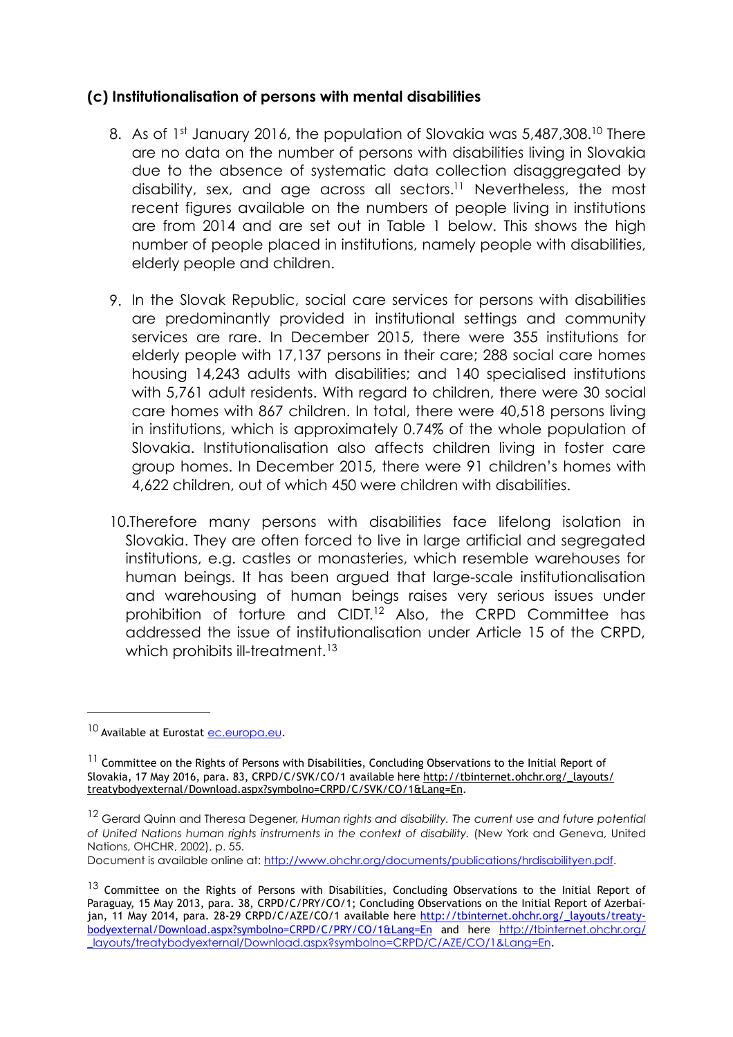### (c) Institutionalisation of persons with mental disabilities

8. As of 1st January 2016, the population of Slovakia was 5,487,308.[10] There are no data on the number of persons with disabilities living in Slovakia due to the absence of systematic data collection disaggregated by disability, sex, and age across all sectors.[11] Nevertheless, the most recent figures available on the numbers of people living in institutions are from 2014 and are set out in Table 1 below. This shows the high number of people placed in institutions, namely people with disabilities, elderly people and children.

9. In the Slovak Republic, social care services for persons with disabilities are predominantly provided in institutional settings and community services are rare. In December 2015, there were 355 institutions for elderly people with 17,137 persons in their care; 288 social care homes housing 14,243 adults with disabilities; and 140 specialised institutions with 5,761 adult residents. With regard to children, there were 30 social care homes with 867 children. In total, there were 40,518 persons living in institutions, which is approximately 0.74% of the whole population of Slovakia. Institutionalisation also affects children living in foster care group homes. In December 2015, there were 91 children's homes with 4,622 children, out of which 450 were children with disabilities.

10. Therefore many persons with disabilities face lifelong isolation in Slovakia. They are often forced to live in large artificial and segregated institutions, e.g. castles or monasteries, which resemble warehouses for human beings. It has been argued that large-scale institutionalisation and warehousing of human beings raises very serious issues under prohibition of torture and CIDT.[12] Also, the CRPD Committee has addressed the issue of institutionalisation under Article 15 of the CRPD, which prohibits ill-treatment.[13]

---

[10] Available at Eurostat ec.europa.eu.

[11] Committee on the Rights of Persons with Disabilities, Concluding Observations to the Initial Report of Slovakia, 17 May 2016, para. 83, CRPD/C/SVK/CO/1 available here http://tbinternet.ohchr.org/_layouts/treatybodyexternal/Download.aspx?symbolno=CRPD/C/SVK/CO/1&Lang=En.

[12] Gerard Quinn and Theresa Degener, *Human rights and disability. The current use and future potential of United Nations human rights instruments in the context of disability.* (New York and Geneva, United Nations, OHCHR, 2002), p. 55.
Document is available online at: http://www.ohchr.org/documents/publications/hrdisabilityen.pdf.

[13] Committee on the Rights of Persons with Disabilities, Concluding Observations to the Initial Report of Paraguay, 15 May 2013, para. 38, CRPD/C/PRY/CO/1; Concluding Observations on the Initial Report of Azerbaijan, 11 May 2014, para. 28-29 CRPD/C/AZE/CO/1 available here http://tbinternet.ohchr.org/_layouts/treatybodyexternal/Download.aspx?symbolno=CRPD/C/PRY/CO/1&Lang=En and here http://tbinternet.ohchr.org/_layouts/treatybodyexternal/Download.aspx?symbolno=CRPD/C/AZE/CO/1&Lang=En.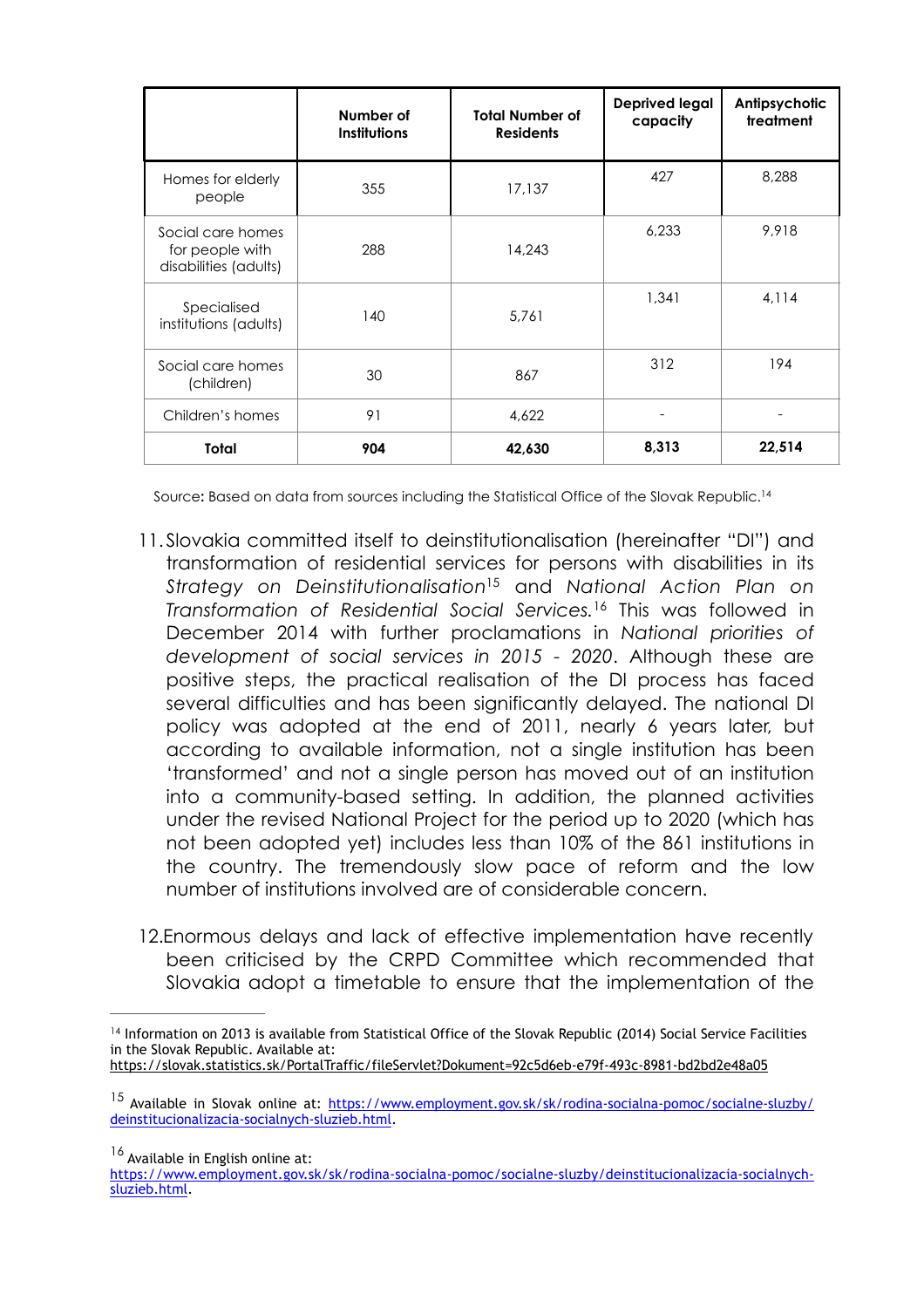| | Number of Institutions | Total Number of Residents | Deprived legal capacity | Antipsychotic treatment |
|---|---|---|---|---|
| Homes for elderly people | 355 | 17,137 | 427 | 8,288 |
| Social care homes for people with disabilities (adults) | 288 | 14,243 | 6,233 | 9,918 |
| Specialised institutions (adults) | 140 | 5,761 | 1,341 | 4,114 |
| Social care homes (children) | 30 | 867 | 312 | 194 |
| Children's homes | 91 | 4,622 | - | - |
| **Total** | **904** | **42,630** | **8,313** | **22,514** |

Source: Based on data from sources including the Statistical Office of the Slovak Republic.[14]

11. Slovakia committed itself to deinstitutionalisation (hereinafter "DI") and transformation of residential services for persons with disabilities in its *Strategy on Deinstitutionalisation*[15] and *National Action Plan on Transformation of Residential Social Services.*[16] This was followed in December 2014 with further proclamations in *National priorities of development of social services in 2015 - 2020*. Although these are positive steps, the practical realisation of the DI process has faced several difficulties and has been significantly delayed. The national DI policy was adopted at the end of 2011, nearly 6 years later, but according to available information, not a single institution has been 'transformed' and not a single person has moved out of an institution into a community-based setting. In addition, the planned activities under the revised National Project for the period up to 2020 (which has not been adopted yet) includes less than 10% of the 861 institutions in the country. The tremendously slow pace of reform and the low number of institutions involved are of considerable concern.

12. Enormous delays and lack of effective implementation have recently been criticised by the CRPD Committee which recommended that Slovakia adopt a timetable to ensure that the implementation of the

---

[14] Information on 2013 is available from Statistical Office of the Slovak Republic (2014) Social Service Facilities in the Slovak Republic. Available at: https://slovak.statistics.sk/PortalTraffic/fileServlet?Dokument=92c5d6eb-e79f-493c-8981-bd2bd2e48a05

[15] Available in Slovak online at: https://www.employment.gov.sk/sk/rodina-socialna-pomoc/socialne-sluzby/deinstitucionalizacia-socialnych-sluzieb.html.

[16] Available in English online at: https://www.employment.gov.sk/sk/rodina-socialna-pomoc/socialne-sluzby/deinstitucionalizacia-socialnych-sluzieb.html.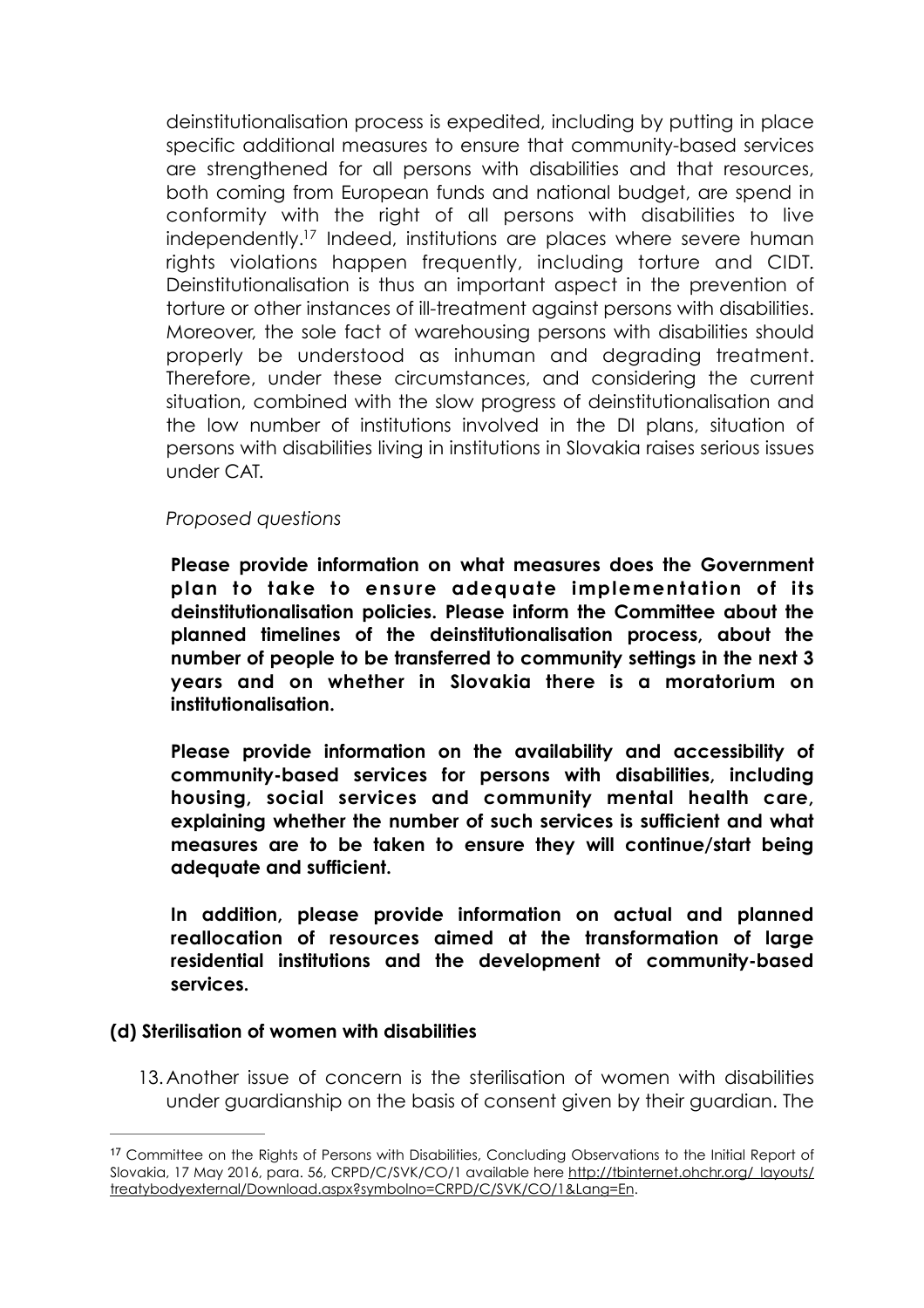deinstitutionalisation process is expedited, including by putting in place specific additional measures to ensure that community-based services are strengthened for all persons with disabilities and that resources, both coming from European funds and national budget, are spend in conformity with the right of all persons with disabilities to live independently.[17] Indeed, institutions are places where severe human rights violations happen frequently, including torture and CIDT. Deinstitutionalisation is thus an important aspect in the prevention of torture or other instances of ill-treatment against persons with disabilities. Moreover, the sole fact of warehousing persons with disabilities should properly be understood as inhuman and degrading treatment. Therefore, under these circumstances, and considering the current situation, combined with the slow progress of deinstitutionalisation and the low number of institutions involved in the DI plans, situation of persons with disabilities living in institutions in Slovakia raises serious issues under CAT.

*Proposed questions*

**Please provide information on what measures does the Government plan to take to ensure adequate implementation of its deinstitutionalisation policies. Please inform the Committee about the planned timelines of the deinstitutionalisation process, about the number of people to be transferred to community settings in the next 3 years and on whether in Slovakia there is a moratorium on institutionalisation.**

**Please provide information on the availability and accessibility of community-based services for persons with disabilities, including housing, social services and community mental health care, explaining whether the number of such services is sufficient and what measures are to be taken to ensure they will continue/start being adequate and sufficient.**

**In addition, please provide information on actual and planned reallocation of resources aimed at the transformation of large residential institutions and the development of community-based services.**

### (d) Sterilisation of women with disabilities

13. Another issue of concern is the sterilisation of women with disabilities under guardianship on the basis of consent given by their guardian. The

---

[17] Committee on the Rights of Persons with Disabilities, Concluding Observations to the Initial Report of Slovakia, 17 May 2016, para. 56, CRPD/C/SVK/CO/1 available here http://tbinternet.ohchr.org/_layouts/treatybodyexternal/Download.aspx?symbolno=CRPD/C/SVK/CO/1&Lang=En.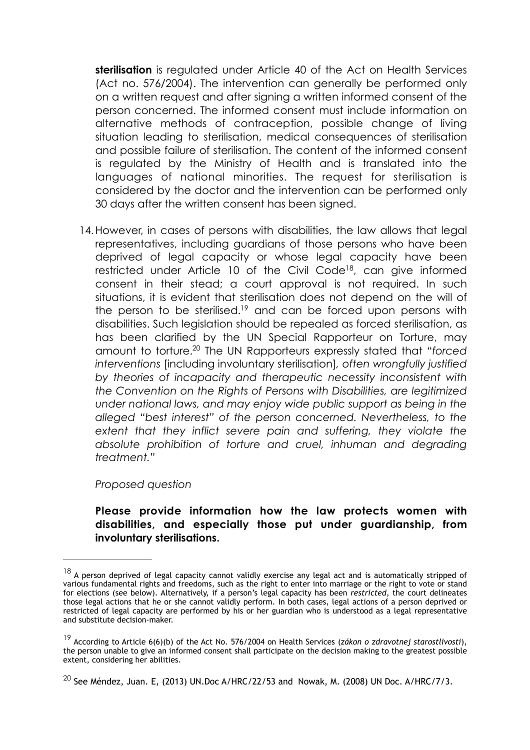**sterilisation** is regulated under Article 40 of the Act on Health Services (Act no. 576/2004). The intervention can generally be performed only on a written request and after signing a written informed consent of the person concerned. The informed consent must include information on alternative methods of contraception, possible change of living situation leading to sterilisation, medical consequences of sterilisation and possible failure of sterilisation. The content of the informed consent is regulated by the Ministry of Health and is translated into the languages of national minorities. The request for sterilisation is considered by the doctor and the intervention can be performed only 30 days after the written consent has been signed.

14. However, in cases of persons with disabilities, the law allows that legal representatives, including guardians of those persons who have been deprived of legal capacity or whose legal capacity have been restricted under Article 10 of the Civil Code[18], can give informed consent in their stead; a court approval is not required. In such situations, it is evident that sterilisation does not depend on the will of the person to be sterilised.[19] and can be forced upon persons with disabilities. Such legislation should be repealed as forced sterilisation, as has been clarified by the UN Special Rapporteur on Torture, may amount to torture.[20] The UN Rapporteurs expressly stated that "*forced interventions* [including involuntary sterilisation]*, often wrongfully justified by theories of incapacity and therapeutic necessity inconsistent with the Convention on the Rights of Persons with Disabilities, are legitimized under national laws, and may enjoy wide public support as being in the alleged "best interest" of the person concerned. Nevertheless, to the extent that they inflict severe pain and suffering, they violate the absolute prohibition of torture and cruel, inhuman and degrading treatment.*"

*Proposed question*

**Please provide information how the law protects women with disabilities, and especially those put under guardianship, from involuntary sterilisations.**

---

[18] A person deprived of legal capacity cannot validly exercise any legal act and is automatically stripped of various fundamental rights and freedoms, such as the right to enter into marriage or the right to vote or stand for elections (see below). Alternatively, if a person's legal capacity has been *restricted*, the court delineates those legal actions that he or she cannot validly perform. In both cases, legal actions of a person deprived or restricted of legal capacity are performed by his or her guardian who is understood as a legal representative and substitute decision-maker.

[19] According to Article 6(6)(b) of the Act No. 576/2004 on Health Services (*zákon o zdravotnej starostlivosti*), the person unable to give an informed consent shall participate on the decision making to the greatest possible extent, considering her abilities.

[20] See Méndez, Juan. E, (2013) UN.Doc A/HRC/22/53 and Nowak, M. (2008) UN Doc. A/HRC/7/3.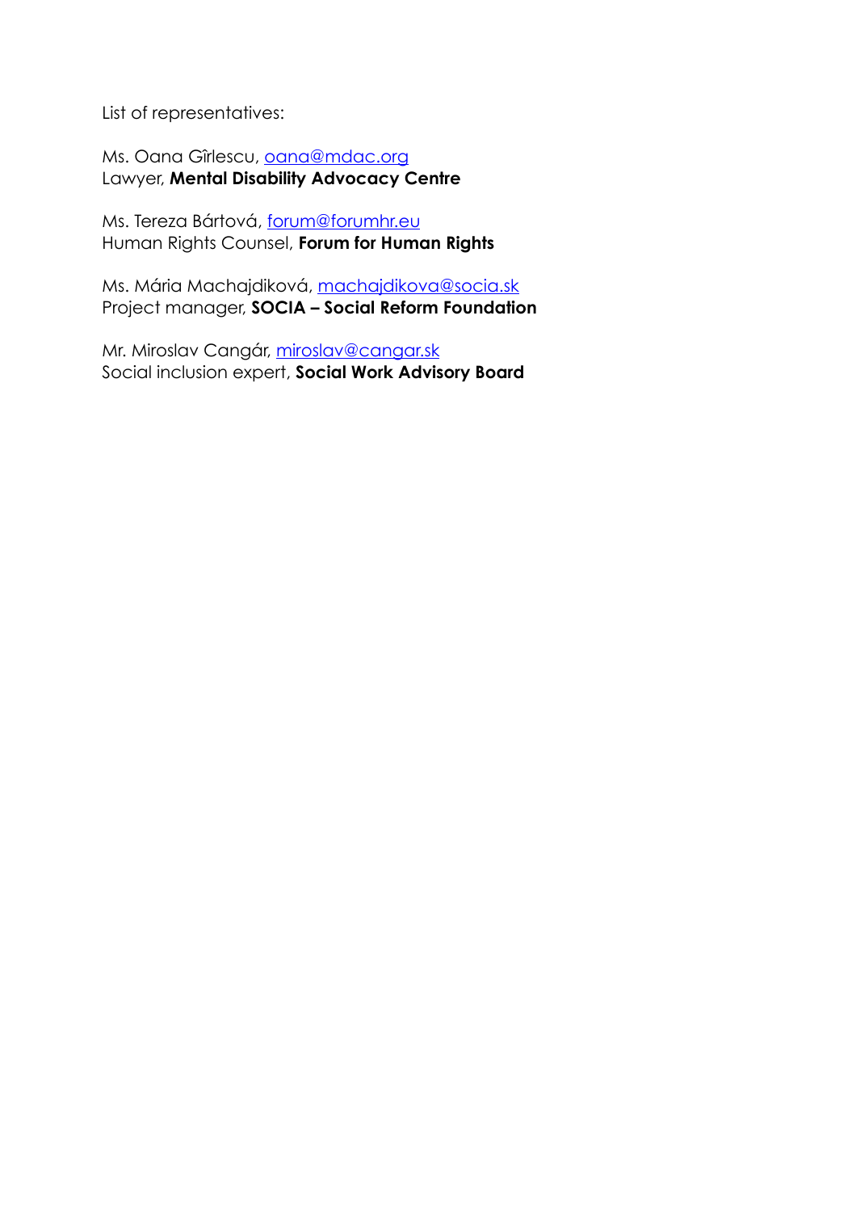List of representatives:

Ms. Oana Gîrlescu, oana@mdac.org
Lawyer, **Mental Disability Advocacy Centre**

Ms. Tereza Bártová, forum@forumhr.eu
Human Rights Counsel, **Forum for Human Rights**

Ms. Mária Machajdiková, machajdikova@socia.sk
Project manager, **SOCIA – Social Reform Foundation**

Mr. Miroslav Cangár, miroslav@cangar.sk
Social inclusion expert, **Social Work Advisory Board**